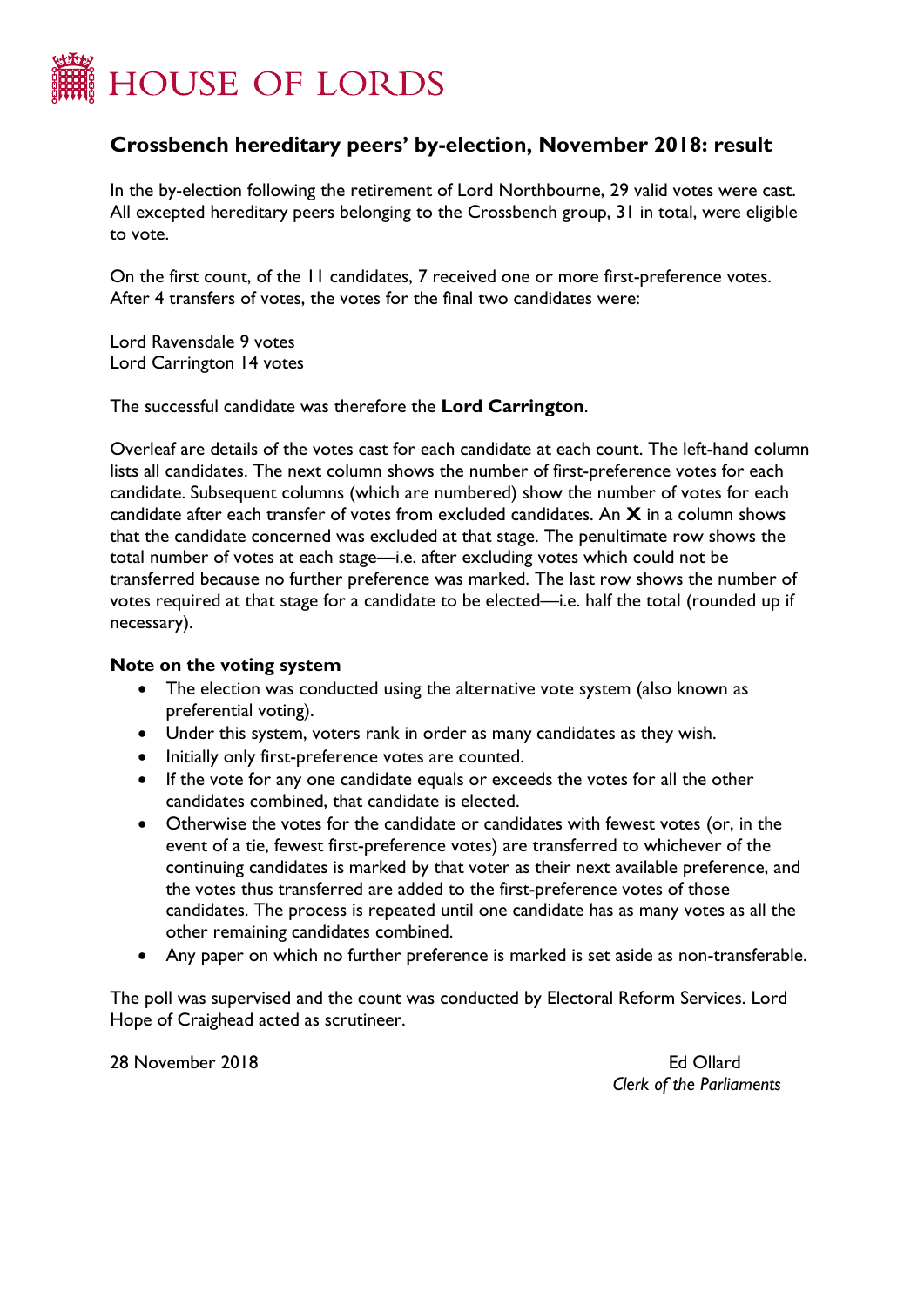# HOUSE OF LORDS

## Crossbench hereditary peers' by-election, November 2018: result

In the by-election following the retirement of Lord Northbourne, 29 valid votes were cast. All excepted hereditary peers belonging to the Crossbench group, 31 in total, were eligible to vote.

On the first count, of the 11 candidates, 7 received one or more first-preference votes. After 4 transfers of votes, the votes for the final two candidates were:

Lord Ravensdale 9 votes
Lord Carrington 14 votes

The successful candidate was therefore the **Lord Carrington**.

Overleaf are details of the votes cast for each candidate at each count. The left-hand column lists all candidates. The next column shows the number of first-preference votes for each candidate. Subsequent columns (which are numbered) show the number of votes for each candidate after each transfer of votes from excluded candidates. An **X** in a column shows that the candidate concerned was excluded at that stage. The penultimate row shows the total number of votes at each stage—i.e. after excluding votes which could not be transferred because no further preference was marked. The last row shows the number of votes required at that stage for a candidate to be elected—i.e. half the total (rounded up if necessary).

### Note on the voting system

- The election was conducted using the alternative vote system (also known as preferential voting).
- Under this system, voters rank in order as many candidates as they wish.
- Initially only first-preference votes are counted.
- If the vote for any one candidate equals or exceeds the votes for all the other candidates combined, that candidate is elected.
- Otherwise the votes for the candidate or candidates with fewest votes (or, in the event of a tie, fewest first-preference votes) are transferred to whichever of the continuing candidates is marked by that voter as their next available preference, and the votes thus transferred are added to the first-preference votes of those candidates. The process is repeated until one candidate has as many votes as all the other remaining candidates combined.
- Any paper on which no further preference is marked is set aside as non-transferable.

The poll was supervised and the count was conducted by Electoral Reform Services. Lord Hope of Craighead acted as scrutineer.

28 November 2018

Ed Ollard
*Clerk of the Parliaments*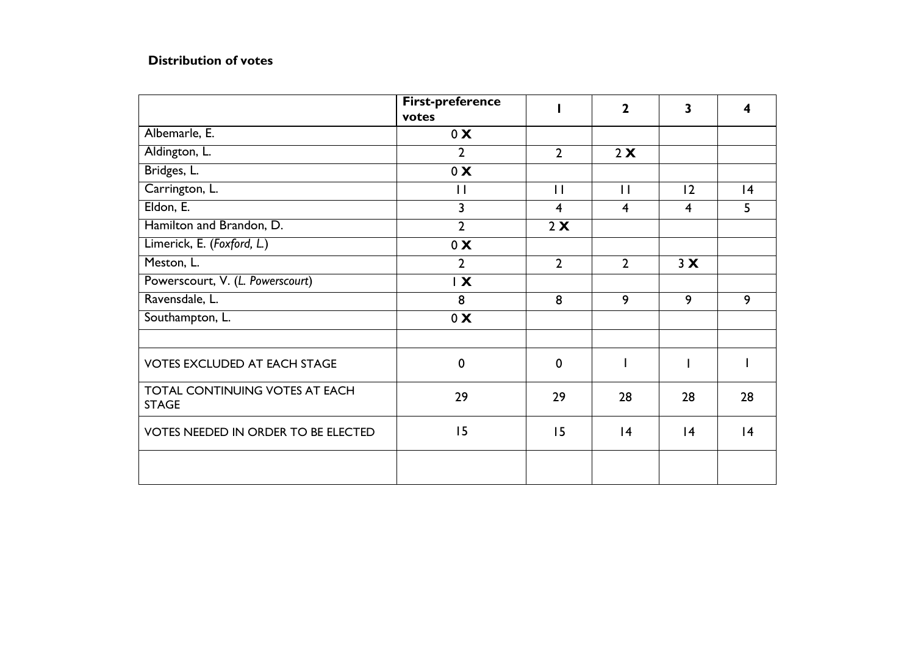**Distribution of votes**

| | First-preference votes | 1 | 2 | 3 | 4 |
|---|---|---|---|---|---|
| Albemarle, E. | 0 **X** | | | | |
| Aldington, L. | 2 | 2 | 2 **X** | | |
| Bridges, L. | 0 **X** | | | | |
| Carrington, L. | 11 | 11 | 11 | 12 | 14 |
| Eldon, E. | 3 | 4 | 4 | 4 | 5 |
| Hamilton and Brandon, D. | 2 | 2 **X** | | | |
| Limerick, E. (*Foxford, L.*) | 0 **X** | | | | |
| Meston, L. | 2 | 2 | 2 | 3 **X** | |
| Powerscourt, V. (*L. Powerscourt*) | 1 **X** | | | | |
| Ravensdale, L. | 8 | 8 | 9 | 9 | 9 |
| Southampton, L. | 0 **X** | | | | |
| | | | | | |
| VOTES EXCLUDED AT EACH STAGE | 0 | 0 | 1 | 1 | 1 |
| TOTAL CONTINUING VOTES AT EACH STAGE | 29 | 29 | 28 | 28 | 28 |
| VOTES NEEDED IN ORDER TO BE ELECTED | 15 | 15 | 14 | 14 | 14 |
| | | | | | |